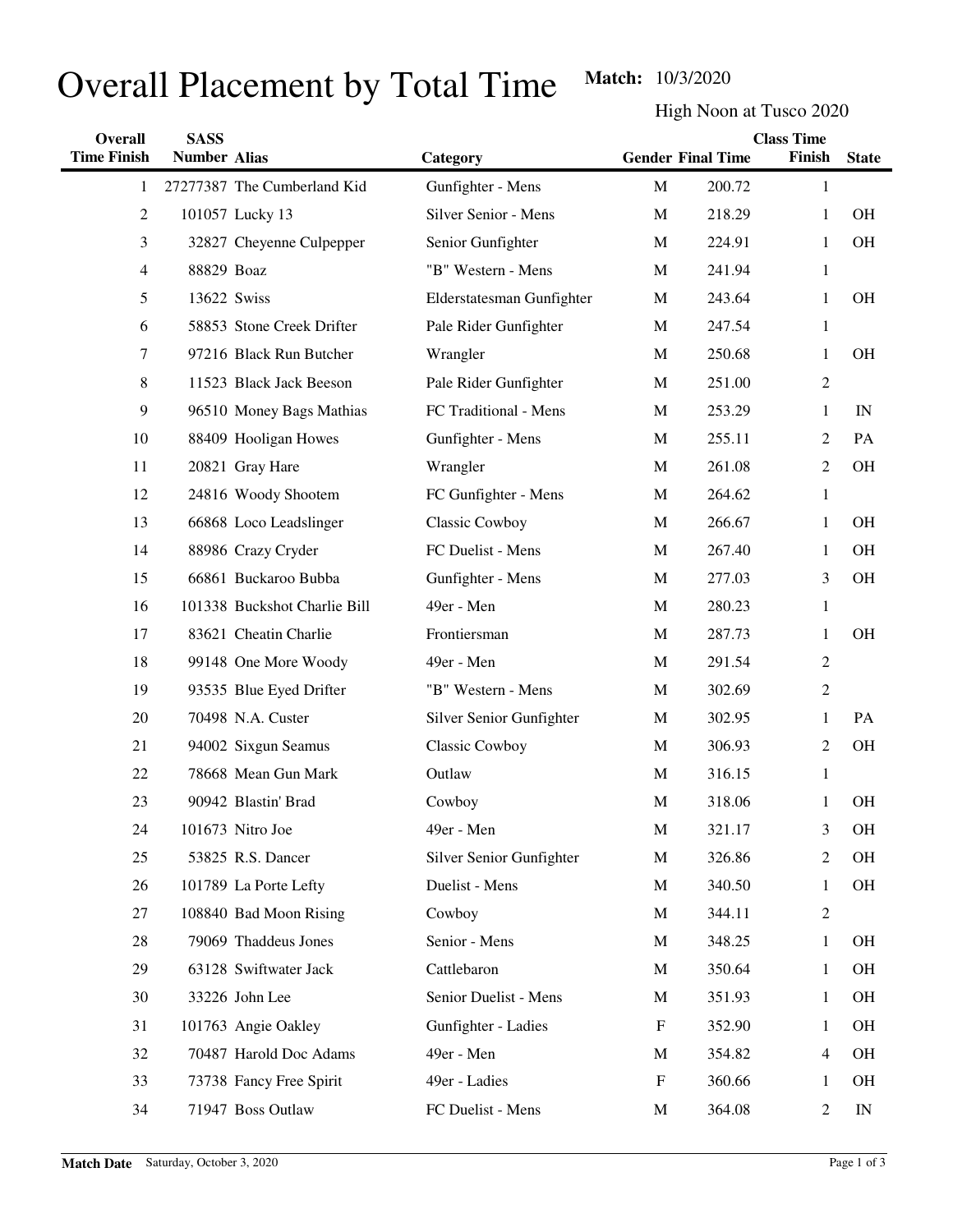# Overall Placement by Total Time

**Match:** 10/3/2020

High Noon at Tusco 2020

| Overall Time Finish | SASS Number | Alias | Category | Gender | Final Time | Class Time Finish | State |
|---|---|---|---|---|---|---|---|
| 1 | 27277387 | The Cumberland Kid | Gunfighter - Mens | M | 200.72 | 1 | |
| 2 | 101057 | Lucky 13 | Silver Senior - Mens | M | 218.29 | 1 | OH |
| 3 | 32827 | Cheyenne Culpepper | Senior Gunfighter | M | 224.91 | 1 | OH |
| 4 | 88829 | Boaz | "B" Western - Mens | M | 241.94 | 1 | |
| 5 | 13622 | Swiss | Elderstatesman Gunfighter | M | 243.64 | 1 | OH |
| 6 | 58853 | Stone Creek Drifter | Pale Rider Gunfighter | M | 247.54 | 1 | |
| 7 | 97216 | Black Run Butcher | Wrangler | M | 250.68 | 1 | OH |
| 8 | 11523 | Black Jack Beeson | Pale Rider Gunfighter | M | 251.00 | 2 | |
| 9 | 96510 | Money Bags Mathias | FC Traditional - Mens | M | 253.29 | 1 | IN |
| 10 | 88409 | Hooligan Howes | Gunfighter - Mens | M | 255.11 | 2 | PA |
| 11 | 20821 | Gray Hare | Wrangler | M | 261.08 | 2 | OH |
| 12 | 24816 | Woody Shootem | FC Gunfighter - Mens | M | 264.62 | 1 | |
| 13 | 66868 | Loco Leadslinger | Classic Cowboy | M | 266.67 | 1 | OH |
| 14 | 88986 | Crazy Cryder | FC Duelist - Mens | M | 267.40 | 1 | OH |
| 15 | 66861 | Buckaroo Bubba | Gunfighter - Mens | M | 277.03 | 3 | OH |
| 16 | 101338 | Buckshot Charlie Bill | 49er - Men | M | 280.23 | 1 | |
| 17 | 83621 | Cheatin Charlie | Frontiersman | M | 287.73 | 1 | OH |
| 18 | 99148 | One More Woody | 49er - Men | M | 291.54 | 2 | |
| 19 | 93535 | Blue Eyed Drifter | "B" Western - Mens | M | 302.69 | 2 | |
| 20 | 70498 | N.A. Custer | Silver Senior Gunfighter | M | 302.95 | 1 | PA |
| 21 | 94002 | Sixgun Seamus | Classic Cowboy | M | 306.93 | 2 | OH |
| 22 | 78668 | Mean Gun Mark | Outlaw | M | 316.15 | 1 | |
| 23 | 90942 | Blastin' Brad | Cowboy | M | 318.06 | 1 | OH |
| 24 | 101673 | Nitro Joe | 49er - Men | M | 321.17 | 3 | OH |
| 25 | 53825 | R.S. Dancer | Silver Senior Gunfighter | M | 326.86 | 2 | OH |
| 26 | 101789 | La Porte Lefty | Duelist - Mens | M | 340.50 | 1 | OH |
| 27 | 108840 | Bad Moon Rising | Cowboy | M | 344.11 | 2 | |
| 28 | 79069 | Thaddeus Jones | Senior - Mens | M | 348.25 | 1 | OH |
| 29 | 63128 | Swiftwater Jack | Cattlebaron | M | 350.64 | 1 | OH |
| 30 | 33226 | John Lee | Senior Duelist - Mens | M | 351.93 | 1 | OH |
| 31 | 101763 | Angie Oakley | Gunfighter - Ladies | F | 352.90 | 1 | OH |
| 32 | 70487 | Harold Doc Adams | 49er - Men | M | 354.82 | 4 | OH |
| 33 | 73738 | Fancy Free Spirit | 49er - Ladies | F | 360.66 | 1 | OH |
| 34 | 71947 | Boss Outlaw | FC Duelist - Mens | M | 364.08 | 2 | IN |

**Match Date** Saturday, October 3, 2020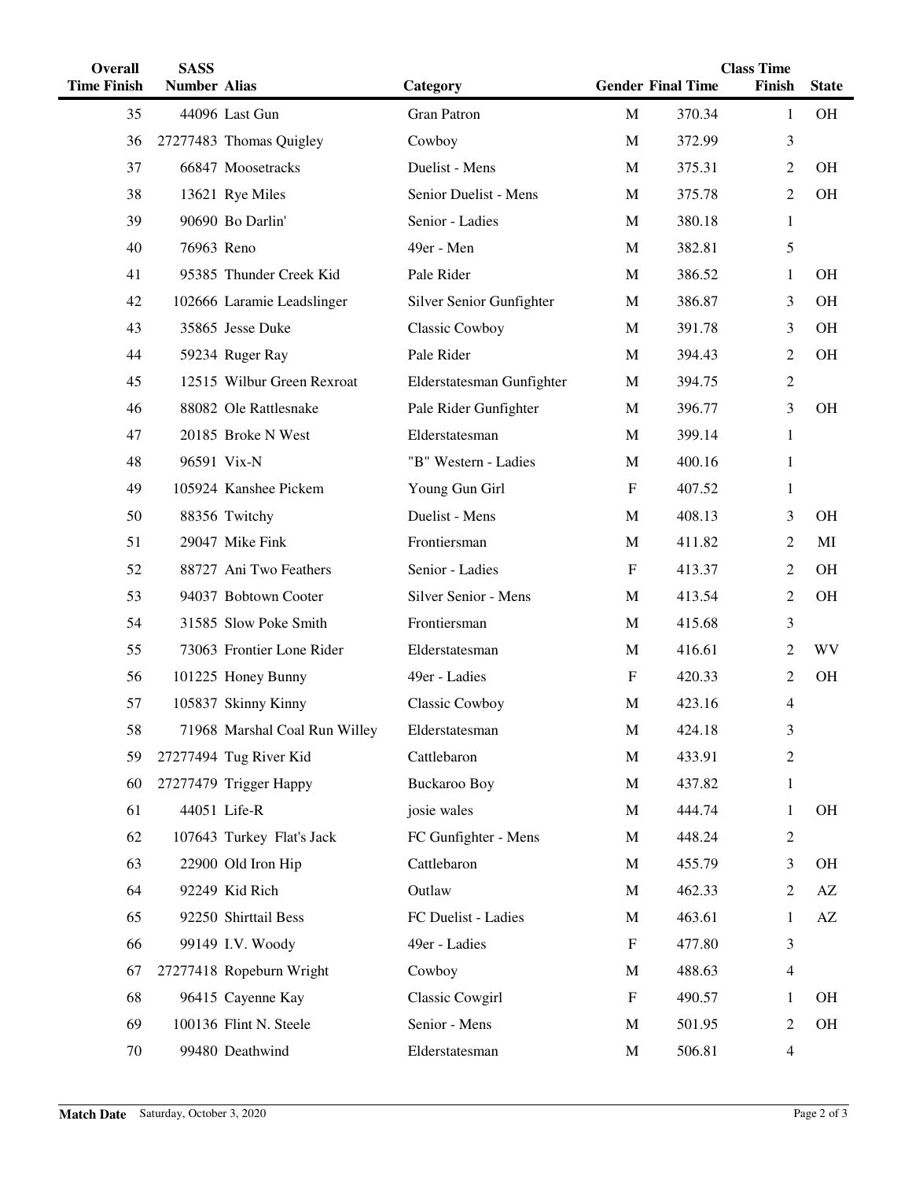| Overall Time Finish | SASS Number | Alias | Category | Gender | Final Time | Class Time Finish | State |
|---|---|---|---|---|---|---|---|
| 35 | 44096 | Last Gun | Gran Patron | M | 370.34 | 1 | OH |
| 36 | 27277483 | Thomas Quigley | Cowboy | M | 372.99 | 3 | |
| 37 | 66847 | Moosetracks | Duelist - Mens | M | 375.31 | 2 | OH |
| 38 | 13621 | Rye Miles | Senior Duelist - Mens | M | 375.78 | 2 | OH |
| 39 | 90690 | Bo Darlin' | Senior - Ladies | M | 380.18 | 1 | |
| 40 | 76963 | Reno | 49er - Men | M | 382.81 | 5 | |
| 41 | 95385 | Thunder Creek Kid | Pale Rider | M | 386.52 | 1 | OH |
| 42 | 102666 | Laramie Leadslinger | Silver Senior Gunfighter | M | 386.87 | 3 | OH |
| 43 | 35865 | Jesse Duke | Classic Cowboy | M | 391.78 | 3 | OH |
| 44 | 59234 | Ruger Ray | Pale Rider | M | 394.43 | 2 | OH |
| 45 | 12515 | Wilbur Green Rexroat | Elderstatesman Gunfighter | M | 394.75 | 2 | |
| 46 | 88082 | Ole Rattlesnake | Pale Rider Gunfighter | M | 396.77 | 3 | OH |
| 47 | 20185 | Broke N West | Elderstatesman | M | 399.14 | 1 | |
| 48 | 96591 | Vix-N | "B" Western - Ladies | M | 400.16 | 1 | |
| 49 | 105924 | Kanshee Pickem | Young Gun Girl | F | 407.52 | 1 | |
| 50 | 88356 | Twitchy | Duelist - Mens | M | 408.13 | 3 | OH |
| 51 | 29047 | Mike Fink | Frontiersman | M | 411.82 | 2 | MI |
| 52 | 88727 | Ani Two Feathers | Senior - Ladies | F | 413.37 | 2 | OH |
| 53 | 94037 | Bobtown Cooter | Silver Senior - Mens | M | 413.54 | 2 | OH |
| 54 | 31585 | Slow Poke Smith | Frontiersman | M | 415.68 | 3 | |
| 55 | 73063 | Frontier Lone Rider | Elderstatesman | M | 416.61 | 2 | WV |
| 56 | 101225 | Honey Bunny | 49er - Ladies | F | 420.33 | 2 | OH |
| 57 | 105837 | Skinny Kinny | Classic Cowboy | M | 423.16 | 4 | |
| 58 | 71968 | Marshal Coal Run Willey | Elderstatesman | M | 424.18 | 3 | |
| 59 | 27277494 | Tug River Kid | Cattlebaron | M | 433.91 | 2 | |
| 60 | 27277479 | Trigger Happy | Buckaroo Boy | M | 437.82 | 1 | |
| 61 | 44051 | Life-R | josie wales | M | 444.74 | 1 | OH |
| 62 | 107643 | Turkey Flat's Jack | FC Gunfighter - Mens | M | 448.24 | 2 | |
| 63 | 22900 | Old Iron Hip | Cattlebaron | M | 455.79 | 3 | OH |
| 64 | 92249 | Kid Rich | Outlaw | M | 462.33 | 2 | AZ |
| 65 | 92250 | Shirttail Bess | FC Duelist - Ladies | M | 463.61 | 1 | AZ |
| 66 | 99149 | I.V. Woody | 49er - Ladies | F | 477.80 | 3 | |
| 67 | 27277418 | Ropeburn Wright | Cowboy | M | 488.63 | 4 | |
| 68 | 96415 | Cayenne Kay | Classic Cowgirl | F | 490.57 | 1 | OH |
| 69 | 100136 | Flint N. Steele | Senior - Mens | M | 501.95 | 2 | OH |
| 70 | 99480 | Deathwind | Elderstatesman | M | 506.81 | 4 | |

**Match Date** Saturday, October 3, 2020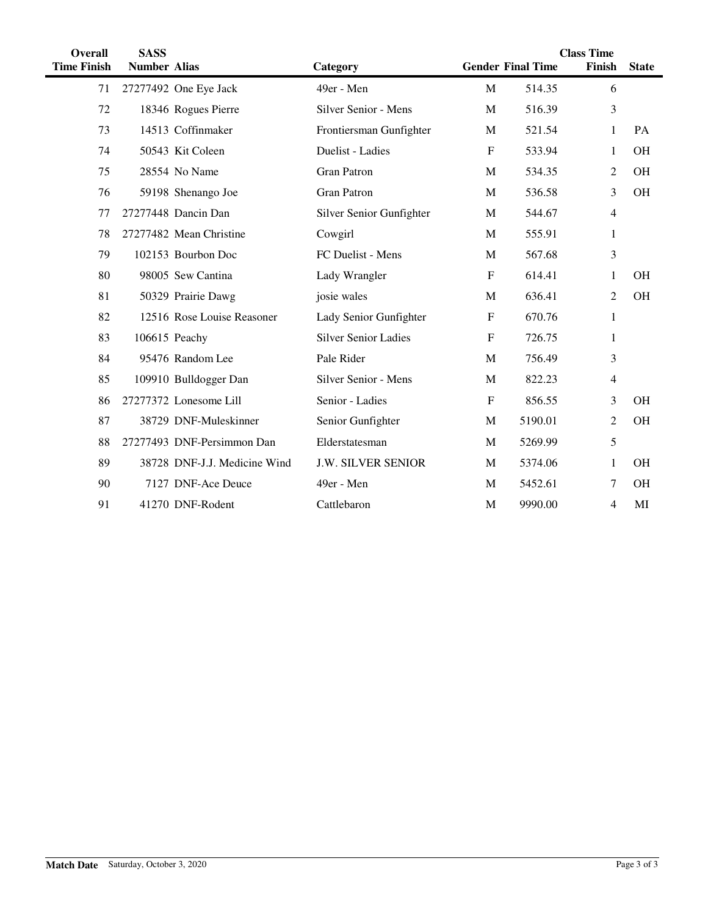| Overall Time Finish | SASS Number | Alias | Category | Gender | Final Time | Class Time Finish | State |
|---|---|---|---|---|---|---|---|
| 71 | 27277492 | One Eye Jack | 49er - Men | M | 514.35 | 6 | |
| 72 | 18346 | Rogues Pierre | Silver Senior - Mens | M | 516.39 | 3 | |
| 73 | 14513 | Coffinmaker | Frontiersman Gunfighter | M | 521.54 | 1 | PA |
| 74 | 50543 | Kit Coleen | Duelist - Ladies | F | 533.94 | 1 | OH |
| 75 | 28554 | No Name | Gran Patron | M | 534.35 | 2 | OH |
| 76 | 59198 | Shenango Joe | Gran Patron | M | 536.58 | 3 | OH |
| 77 | 27277448 | Dancin Dan | Silver Senior Gunfighter | M | 544.67 | 4 | |
| 78 | 27277482 | Mean Christine | Cowgirl | M | 555.91 | 1 | |
| 79 | 102153 | Bourbon Doc | FC Duelist - Mens | M | 567.68 | 3 | |
| 80 | 98005 | Sew Cantina | Lady Wrangler | F | 614.41 | 1 | OH |
| 81 | 50329 | Prairie Dawg | josie wales | M | 636.41 | 2 | OH |
| 82 | 12516 | Rose Louise Reasoner | Lady Senior Gunfighter | F | 670.76 | 1 | |
| 83 | 106615 | Peachy | Silver Senior Ladies | F | 726.75 | 1 | |
| 84 | 95476 | Random Lee | Pale Rider | M | 756.49 | 3 | |
| 85 | 109910 | Bulldogger Dan | Silver Senior - Mens | M | 822.23 | 4 | |
| 86 | 27277372 | Lonesome Lill | Senior - Ladies | F | 856.55 | 3 | OH |
| 87 | 38729 | DNF-Muleskinner | Senior Gunfighter | M | 5190.01 | 2 | OH |
| 88 | 27277493 | DNF-Persimmon Dan | Elderstatesman | M | 5269.99 | 5 | |
| 89 | 38728 | DNF-J.J. Medicine Wind | J.W. SILVER SENIOR | M | 5374.06 | 1 | OH |
| 90 | 7127 | DNF-Ace Deuce | 49er - Men | M | 5452.61 | 7 | OH |
| 91 | 41270 | DNF-Rodent | Cattlebaron | M | 9990.00 | 4 | MI |

**Match Date** Saturday, October 3, 2020